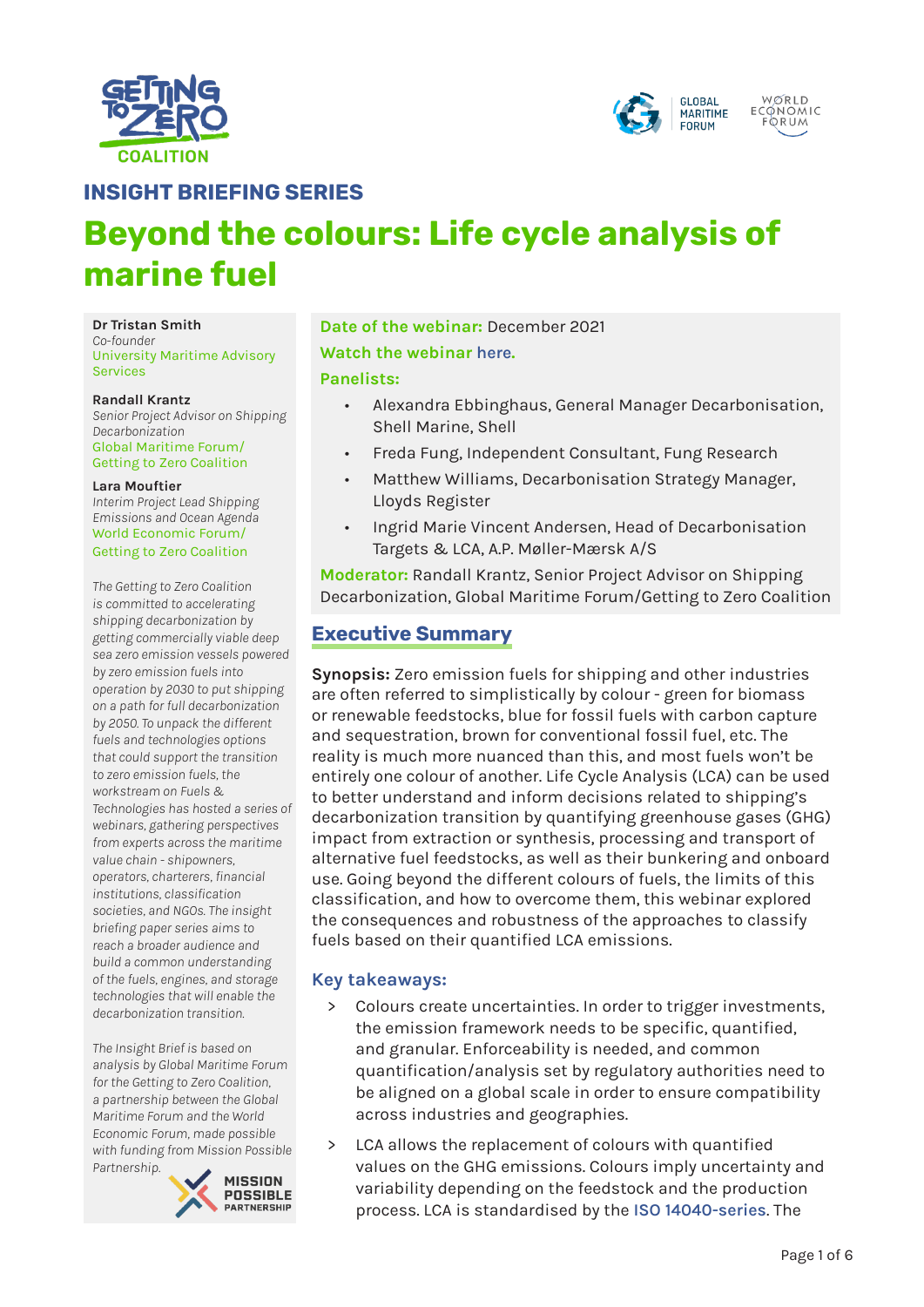INSIGHT BRIEFING SERIES

# Beyond the colours: Life cycle analysis of marine fuel

**Dr Tristan Smith**
*Co-founder*
University Maritime Advisory Services

**Randall Krantz**
*Senior Project Advisor on Shipping Decarbonization*
Global Maritime Forum/ Getting to Zero Coalition

**Lara Mouftier**
*Interim Project Lead Shipping Emissions and Ocean Agenda*
World Economic Forum/ Getting to Zero Coalition

*The Getting to Zero Coalition is committed to accelerating shipping decarbonization by getting commercially viable deep sea zero emission vessels powered by zero emission fuels into operation by 2030 to put shipping on a path for full decarbonization by 2050. To unpack the different fuels and technologies options that could support the transition to zero emission fuels, the workstream on Fuels & Technologies has hosted a series of webinars, gathering perspectives from experts across the maritime value chain - shipowners, operators, charterers, financial institutions, classification societies, and NGOs. The insight briefing paper series aims to reach a broader audience and build a common understanding of the fuels, engines, and storage technologies that will enable the decarbonization transition.*

*The Insight Brief is based on analysis by Global Maritime Forum for the Getting to Zero Coalition, a partnership between the Global Maritime Forum and the World Economic Forum, made possible with funding from Mission Possible Partnership.*

**Date of the webinar:** December 2021

**Watch the webinar** here.

**Panelists:**

- Alexandra Ebbinghaus, General Manager Decarbonisation, Shell Marine, Shell
- Freda Fung, Independent Consultant, Fung Research
- Matthew Williams, Decarbonisation Strategy Manager, Lloyds Register
- Ingrid Marie Vincent Andersen, Head of Decarbonisation Targets & LCA, A.P. Møller-Mærsk A/S

**Moderator:** Randall Krantz, Senior Project Advisor on Shipping Decarbonization, Global Maritime Forum/Getting to Zero Coalition

## Executive Summary

**Synopsis:** Zero emission fuels for shipping and other industries are often referred to simplistically by colour - green for biomass or renewable feedstocks, blue for fossil fuels with carbon capture and sequestration, brown for conventional fossil fuel, etc. The reality is much more nuanced than this, and most fuels won't be entirely one colour of another. Life Cycle Analysis (LCA) can be used to better understand and inform decisions related to shipping's decarbonization transition by quantifying greenhouse gases (GHG) impact from extraction or synthesis, processing and transport of alternative fuel feedstocks, as well as their bunkering and onboard use. Going beyond the different colours of fuels, the limits of this classification, and how to overcome them, this webinar explored the consequences and robustness of the approaches to classify fuels based on their quantified LCA emissions.

### Key takeaways:

> Colours create uncertainties. In order to trigger investments, the emission framework needs to be specific, quantified, and granular. Enforceability is needed, and common quantification/analysis set by regulatory authorities need to be aligned on a global scale in order to ensure compatibility across industries and geographies.

> LCA allows the replacement of colours with quantified values on the GHG emissions. Colours imply uncertainty and variability depending on the feedstock and the production process. LCA is standardised by the ISO 14040-series. The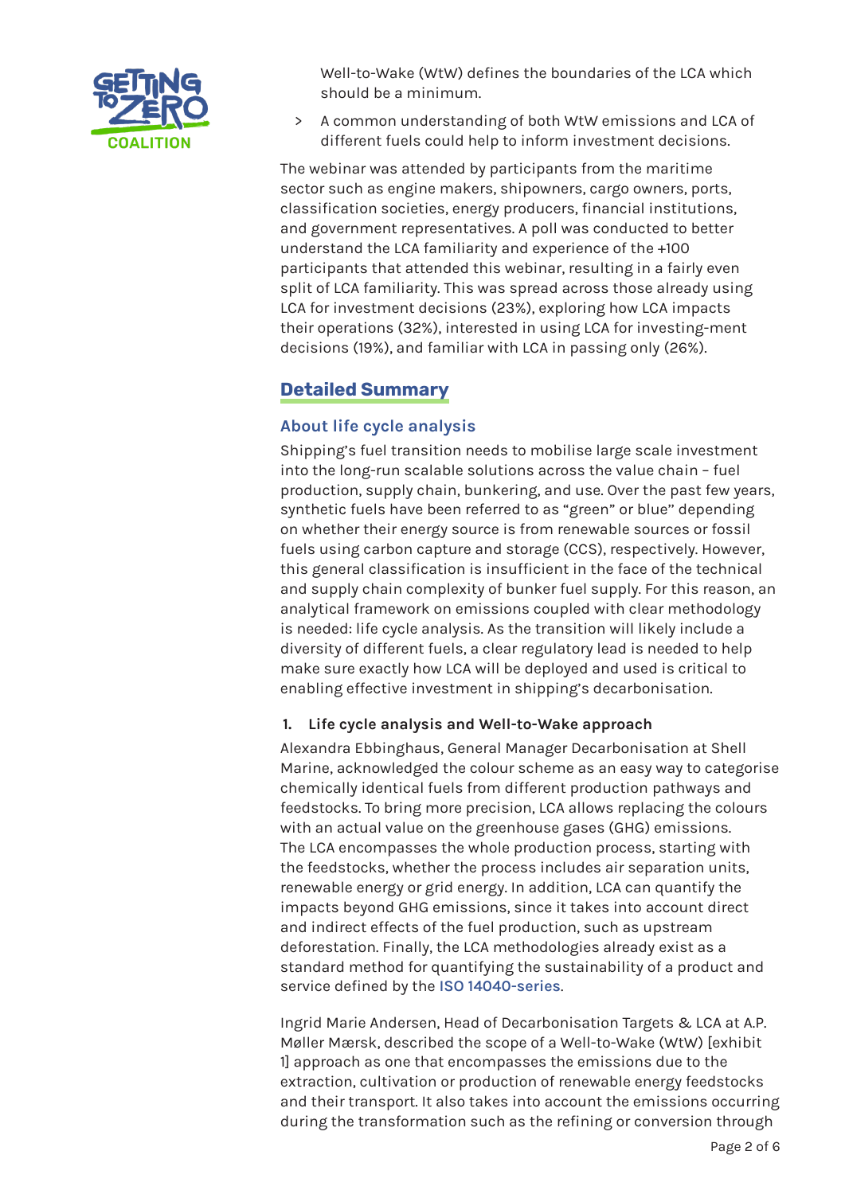Well-to-Wake (WtW) defines the boundaries of the LCA which should be a minimum.

> A common understanding of both WtW emissions and LCA of different fuels could help to inform investment decisions.

The webinar was attended by participants from the maritime sector such as engine makers, shipowners, cargo owners, ports, classification societies, energy producers, financial institutions, and government representatives. A poll was conducted to better understand the LCA familiarity and experience of the +100 participants that attended this webinar, resulting in a fairly even split of LCA familiarity. This was spread across those already using LCA for investment decisions (23%), exploring how LCA impacts their operations (32%), interested in using LCA for investing-ment decisions (19%), and familiar with LCA in passing only (26%).

## Detailed Summary

### About life cycle analysis

Shipping's fuel transition needs to mobilise large scale investment into the long-run scalable solutions across the value chain – fuel production, supply chain, bunkering, and use. Over the past few years, synthetic fuels have been referred to as "green" or blue" depending on whether their energy source is from renewable sources or fossil fuels using carbon capture and storage (CCS), respectively. However, this general classification is insufficient in the face of the technical and supply chain complexity of bunker fuel supply. For this reason, an analytical framework on emissions coupled with clear methodology is needed: life cycle analysis. As the transition will likely include a diversity of different fuels, a clear regulatory lead is needed to help make sure exactly how LCA will be deployed and used is critical to enabling effective investment in shipping's decarbonisation.

#### 1. Life cycle analysis and Well-to-Wake approach

Alexandra Ebbinghaus, General Manager Decarbonisation at Shell Marine, acknowledged the colour scheme as an easy way to categorise chemically identical fuels from different production pathways and feedstocks. To bring more precision, LCA allows replacing the colours with an actual value on the greenhouse gases (GHG) emissions. The LCA encompasses the whole production process, starting with the feedstocks, whether the process includes air separation units, renewable energy or grid energy. In addition, LCA can quantify the impacts beyond GHG emissions, since it takes into account direct and indirect effects of the fuel production, such as upstream deforestation. Finally, the LCA methodologies already exist as a standard method for quantifying the sustainability of a product and service defined by the ISO 14040-series.

Ingrid Marie Andersen, Head of Decarbonisation Targets & LCA at A.P. Møller Mærsk, described the scope of a Well-to-Wake (WtW) [exhibit 1] approach as one that encompasses the emissions due to the extraction, cultivation or production of renewable energy feedstocks and their transport. It also takes into account the emissions occurring during the transformation such as the refining or conversion through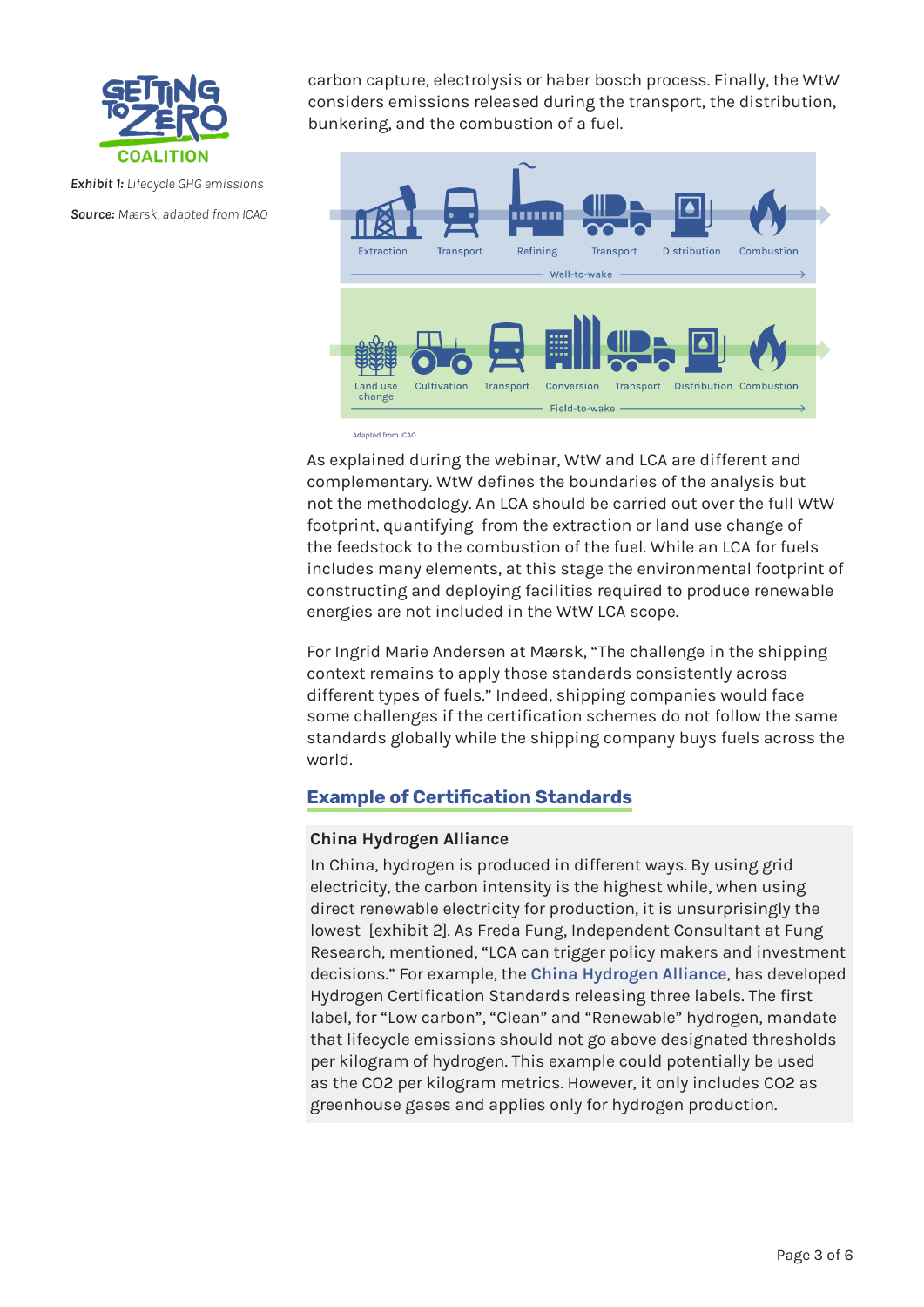carbon capture, electrolysis or haber bosch process. Finally, the WtW considers emissions released during the transport, the distribution, bunkering, and the combustion of a fuel.

*Exhibit 1:* Lifecycle GHG emissions

*Source:* Mærsk, adapted from ICAO

Extraction | Transport | Refining | Transport | Distribution | Combustion

Well-to-wake

Land use change | Cultivation | Transport | Conversion | Transport | Distribution | Combustion

Field-to-wake

Adapted from ICAO

As explained during the webinar, WtW and LCA are different and complementary. WtW defines the boundaries of the analysis but not the methodology. An LCA should be carried out over the full WtW footprint, quantifying from the extraction or land use change of the feedstock to the combustion of the fuel. While an LCA for fuels includes many elements, at this stage the environmental footprint of constructing and deploying facilities required to produce renewable energies are not included in the WtW LCA scope.

For Ingrid Marie Andersen at Mærsk, "The challenge in the shipping context remains to apply those standards consistently across different types of fuels." Indeed, shipping companies would face some challenges if the certification schemes do not follow the same standards globally while the shipping company buys fuels across the world.

## Example of Certification Standards

**China Hydrogen Alliance**

In China, hydrogen is produced in different ways. By using grid electricity, the carbon intensity is the highest while, when using direct renewable electricity for production, it is unsurprisingly the lowest [exhibit 2]. As Freda Fung, Independent Consultant at Fung Research, mentioned, "LCA can trigger policy makers and investment decisions." For example, the China Hydrogen Alliance, has developed Hydrogen Certification Standards releasing three labels. The first label, for "Low carbon", "Clean" and "Renewable" hydrogen, mandate that lifecycle emissions should not go above designated thresholds per kilogram of hydrogen. This example could potentially be used as the $CO_2$ per kilogram metrics. However, it only includes $CO_2$ as greenhouse gases and applies only for hydrogen production.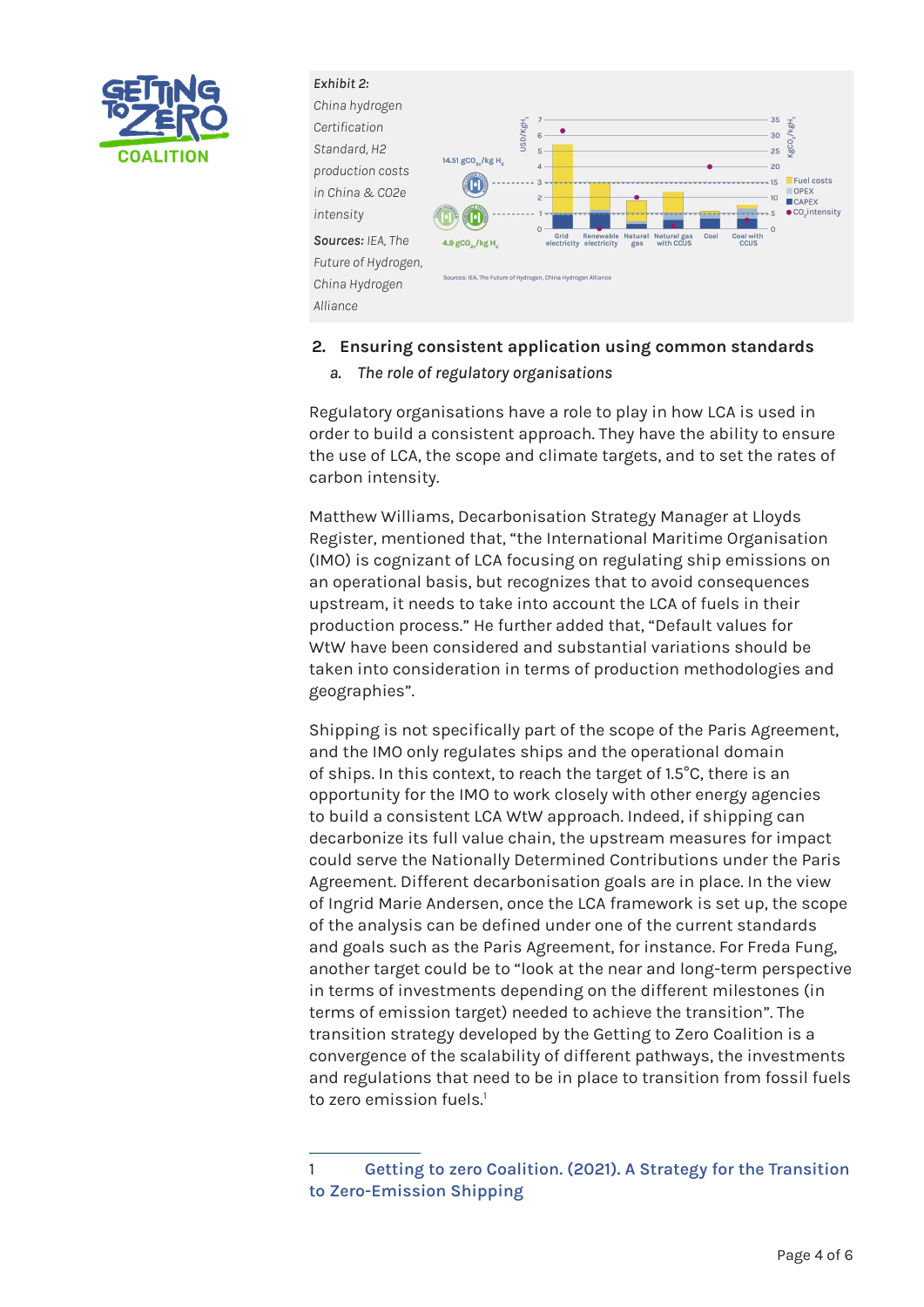*Exhibit 2:*
*China hydrogen Certification Standard, H2 production costs in China & CO2e intensity*

***Sources:*** *IEA, The Future of Hydrogen, China Hydrogen Alliance*

## 2. Ensuring consistent application using common standards

### a. *The role of regulatory organisations*

Regulatory organisations have a role to play in how LCA is used in order to build a consistent approach. They have the ability to ensure the use of LCA, the scope and climate targets, and to set the rates of carbon intensity.

Matthew Williams, Decarbonisation Strategy Manager at Lloyds Register, mentioned that, "the International Maritime Organisation (IMO) is cognizant of LCA focusing on regulating ship emissions on an operational basis, but recognizes that to avoid consequences upstream, it needs to take into account the LCA of fuels in their production process." He further added that, "Default values for WtW have been considered and substantial variations should be taken into consideration in terms of production methodologies and geographies".

Shipping is not specifically part of the scope of the Paris Agreement, and the IMO only regulates ships and the operational domain of ships. In this context, to reach the target of 1.5°C, there is an opportunity for the IMO to work closely with other energy agencies to build a consistent LCA WtW approach. Indeed, if shipping can decarbonize its full value chain, the upstream measures for impact could serve the Nationally Determined Contributions under the Paris Agreement. Different decarbonisation goals are in place. In the view of Ingrid Marie Andersen, once the LCA framework is set up, the scope of the analysis can be defined under one of the current standards and goals such as the Paris Agreement, for instance. For Freda Fung, another target could be to "look at the near and long-term perspective in terms of investments depending on the different milestones (in terms of emission target) needed to achieve the transition". The transition strategy developed by the Getting to Zero Coalition is a convergence of the scalability of different pathways, the investments and regulations that need to be in place to transition from fossil fuels to zero emission fuels.[1]

---

1 Getting to zero Coalition. (2021). A Strategy for the Transition to Zero-Emission Shipping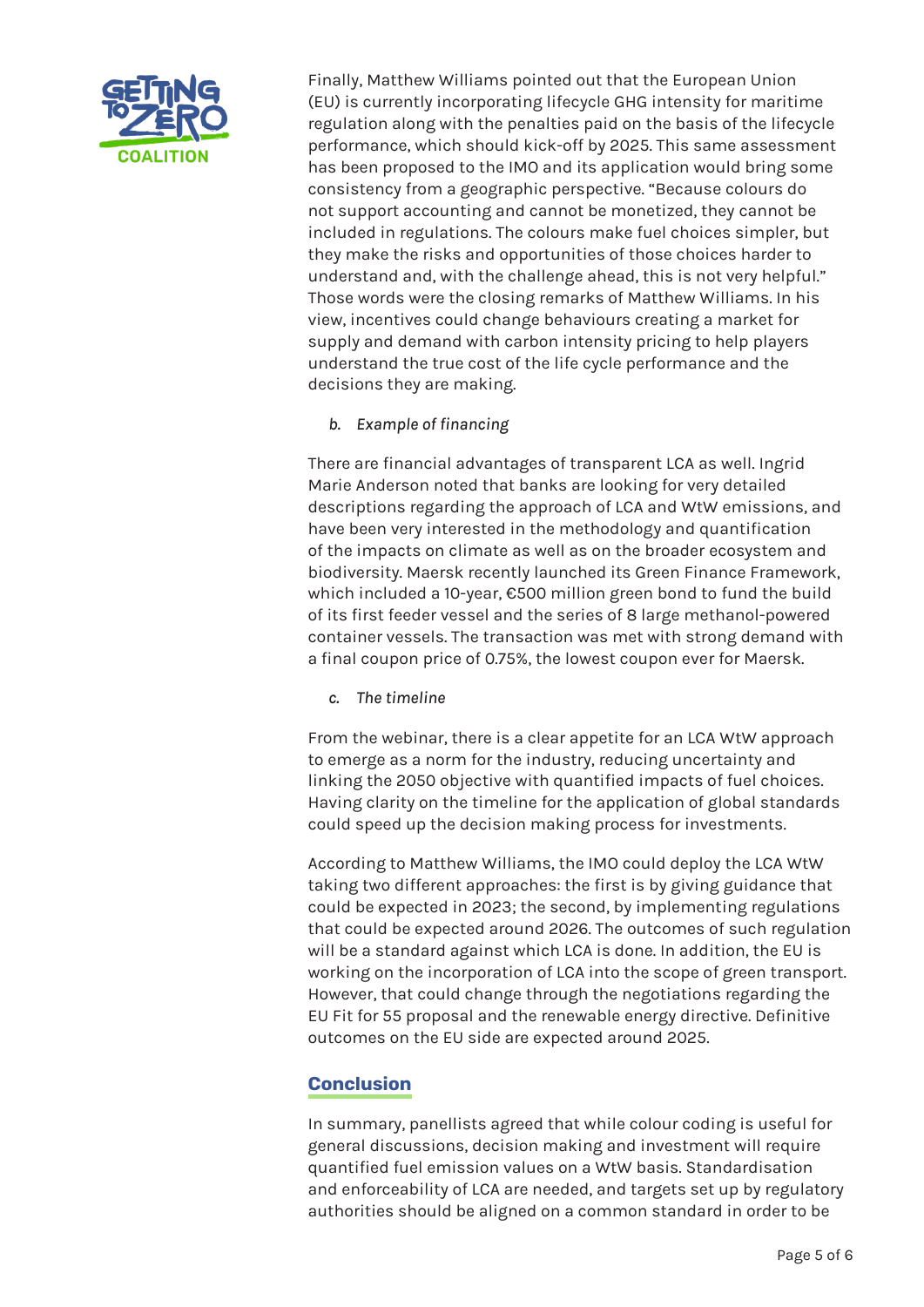Finally, Matthew Williams pointed out that the European Union (EU) is currently incorporating lifecycle GHG intensity for maritime regulation along with the penalties paid on the basis of the lifecycle performance, which should kick-off by 2025. This same assessment has been proposed to the IMO and its application would bring some consistency from a geographic perspective. "Because colours do not support accounting and cannot be monetized, they cannot be included in regulations. The colours make fuel choices simpler, but they make the risks and opportunities of those choices harder to understand and, with the challenge ahead, this is not very helpful." Those words were the closing remarks of Matthew Williams. In his view, incentives could change behaviours creating a market for supply and demand with carbon intensity pricing to help players understand the true cost of the life cycle performance and the decisions they are making.

### *b. Example of financing*

There are financial advantages of transparent LCA as well. Ingrid Marie Anderson noted that banks are looking for very detailed descriptions regarding the approach of LCA and WtW emissions, and have been very interested in the methodology and quantification of the impacts on climate as well as on the broader ecosystem and biodiversity. Maersk recently launched its Green Finance Framework, which included a 10-year, €500 million green bond to fund the build of its first feeder vessel and the series of 8 large methanol-powered container vessels. The transaction was met with strong demand with a final coupon price of 0.75%, the lowest coupon ever for Maersk.

### *c. The timeline*

From the webinar, there is a clear appetite for an LCA WtW approach to emerge as a norm for the industry, reducing uncertainty and linking the 2050 objective with quantified impacts of fuel choices. Having clarity on the timeline for the application of global standards could speed up the decision making process for investments.

According to Matthew Williams, the IMO could deploy the LCA WtW taking two different approaches: the first is by giving guidance that could be expected in 2023; the second, by implementing regulations that could be expected around 2026. The outcomes of such regulation will be a standard against which LCA is done. In addition, the EU is working on the incorporation of LCA into the scope of green transport. However, that could change through the negotiations regarding the EU Fit for 55 proposal and the renewable energy directive. Definitive outcomes on the EU side are expected around 2025.

## Conclusion

In summary, panellists agreed that while colour coding is useful for general discussions, decision making and investment will require quantified fuel emission values on a WtW basis. Standardisation and enforceability of LCA are needed, and targets set up by regulatory authorities should be aligned on a common standard in order to be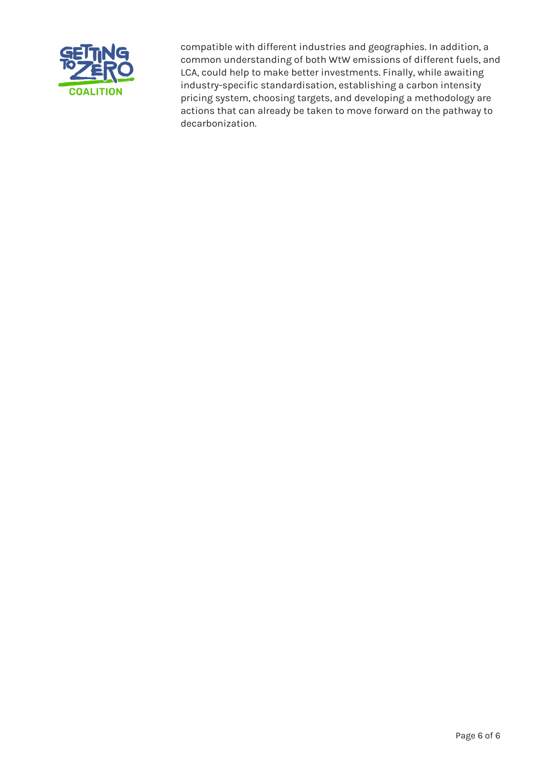compatible with different industries and geographies. In addition, a common understanding of both WtW emissions of different fuels, and LCA, could help to make better investments. Finally, while awaiting industry-specific standardisation, establishing a carbon intensity pricing system, choosing targets, and developing a methodology are actions that can already be taken to move forward on the pathway to decarbonization.